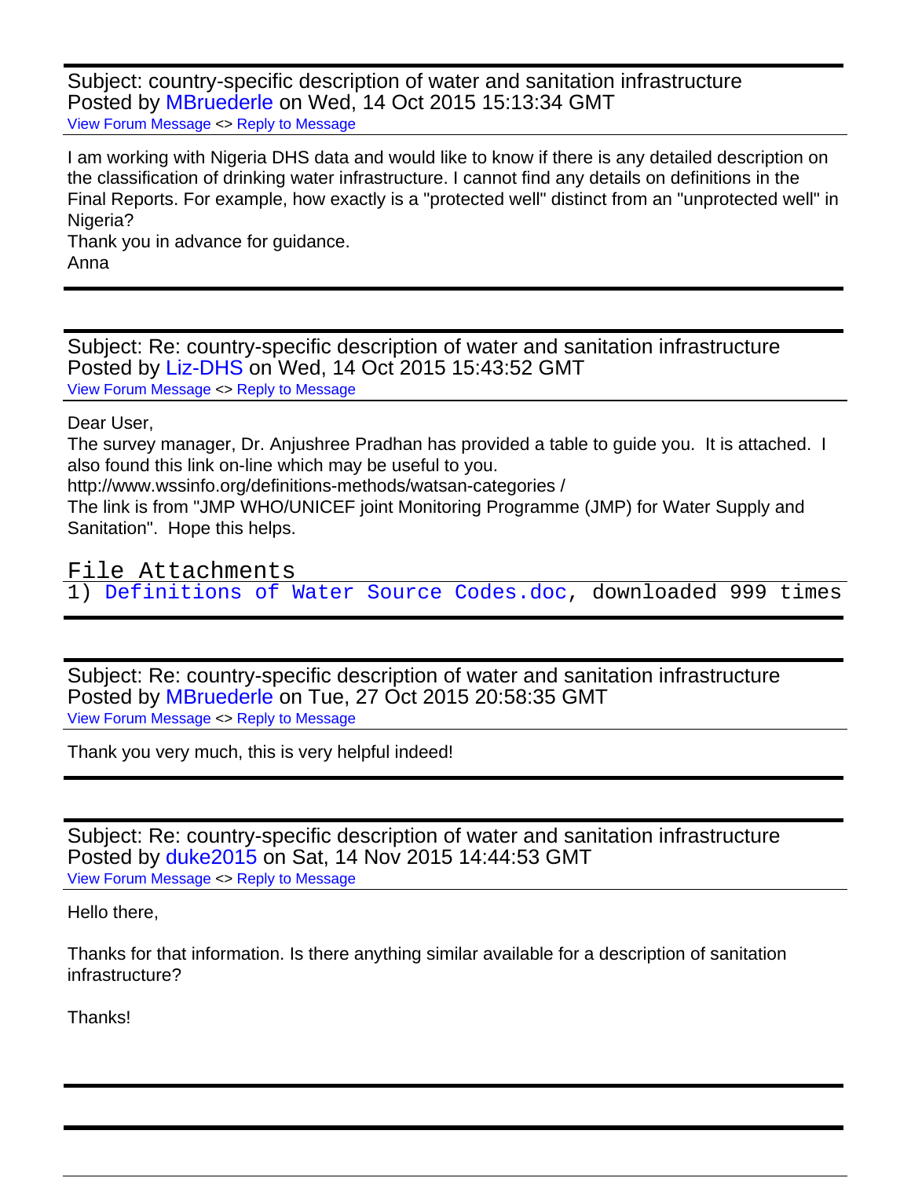Subject: country-specific description of water and sanitation infrastructure
Posted by MBruederle on Wed, 14 Oct 2015 15:13:34 GMT
View Forum Message <> Reply to Message

I am working with Nigeria DHS data and would like to know if there is any detailed description on the classification of drinking water infrastructure. I cannot find any details on definitions in the Final Reports. For example, how exactly is a "protected well" distinct from an "unprotected well" in Nigeria?
Thank you in advance for guidance.
Anna

---

Subject: Re: country-specific description of water and sanitation infrastructure
Posted by Liz-DHS on Wed, 14 Oct 2015 15:43:52 GMT
View Forum Message <> Reply to Message

Dear User,
The survey manager, Dr. Anjushree Pradhan has provided a table to guide you. It is attached. I also found this link on-line which may be useful to you.
http://www.wssinfo.org/definitions-methods/watsan-categories /
The link is from "JMP WHO/UNICEF joint Monitoring Programme (JMP) for Water Supply and Sanitation". Hope this helps.

File Attachments
1) Definitions of Water Source Codes.doc, downloaded 999 times

---

Subject: Re: country-specific description of water and sanitation infrastructure
Posted by MBruederle on Tue, 27 Oct 2015 20:58:35 GMT
View Forum Message <> Reply to Message

Thank you very much, this is very helpful indeed!

---

Subject: Re: country-specific description of water and sanitation infrastructure
Posted by duke2015 on Sat, 14 Nov 2015 14:44:53 GMT
View Forum Message <> Reply to Message

Hello there,

Thanks for that information. Is there anything similar available for a description of sanitation infrastructure?

Thanks!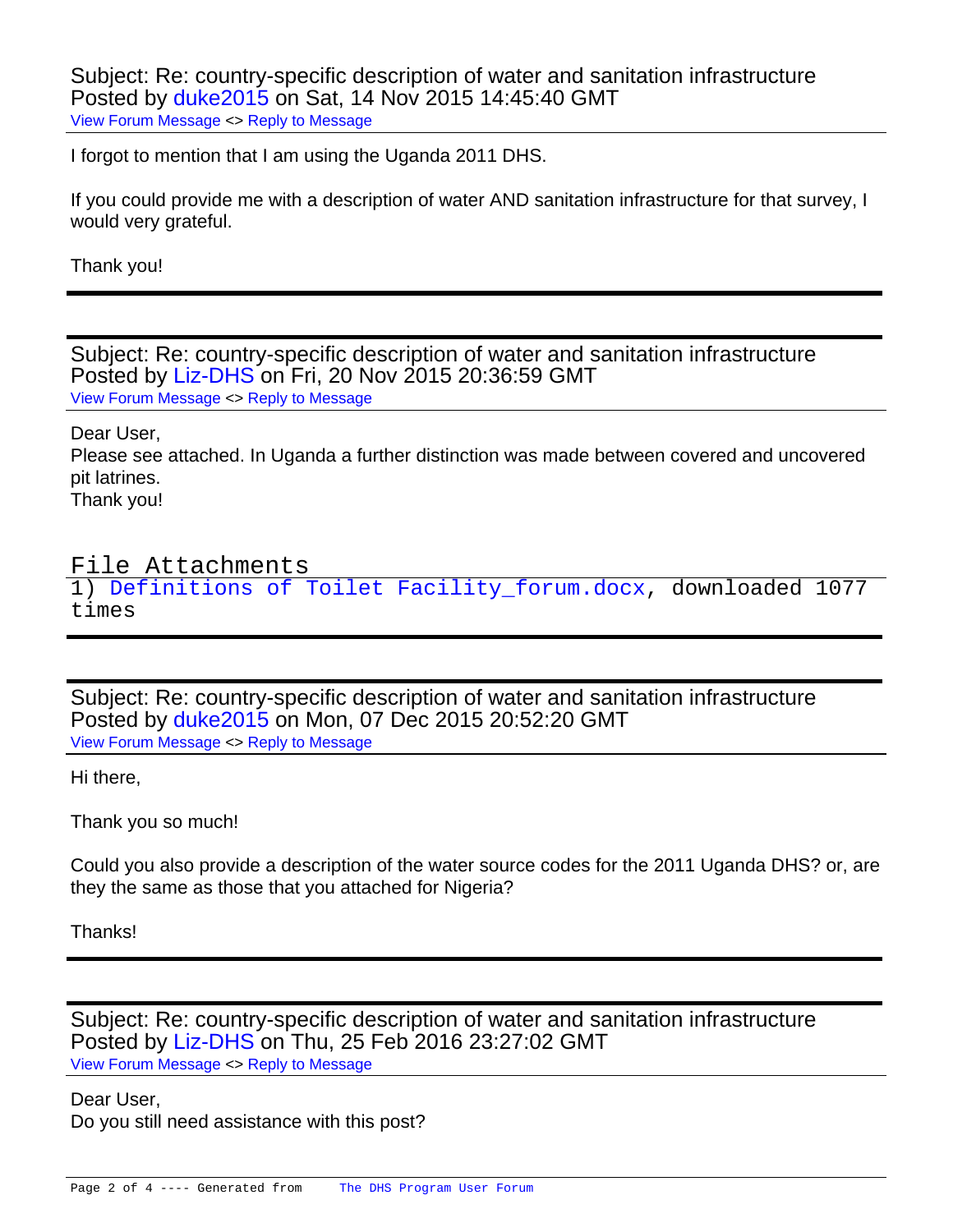Subject: Re: country-specific description of water and sanitation infrastructure
Posted by duke2015 on Sat, 14 Nov 2015 14:45:40 GMT

View Forum Message <> Reply to Message

I forgot to mention that I am using the Uganda 2011 DHS.

If you could provide me with a description of water AND sanitation infrastructure for that survey, I would very grateful.

Thank you!

---

Subject: Re: country-specific description of water and sanitation infrastructure
Posted by Liz-DHS on Fri, 20 Nov 2015 20:36:59 GMT

View Forum Message <> Reply to Message

Dear User,
Please see attached. In Uganda a further distinction was made between covered and uncovered pit latrines.
Thank you!

File Attachments

1) Definitions of Toilet Facility_forum.docx, downloaded 1077 times

---

Subject: Re: country-specific description of water and sanitation infrastructure
Posted by duke2015 on Mon, 07 Dec 2015 20:52:20 GMT

View Forum Message <> Reply to Message

Hi there,

Thank you so much!

Could you also provide a description of the water source codes for the 2011 Uganda DHS? or, are they the same as those that you attached for Nigeria?

Thanks!

---

Subject: Re: country-specific description of water and sanitation infrastructure
Posted by Liz-DHS on Thu, 25 Feb 2016 23:27:02 GMT

View Forum Message <> Reply to Message

Dear User,
Do you still need assistance with this post?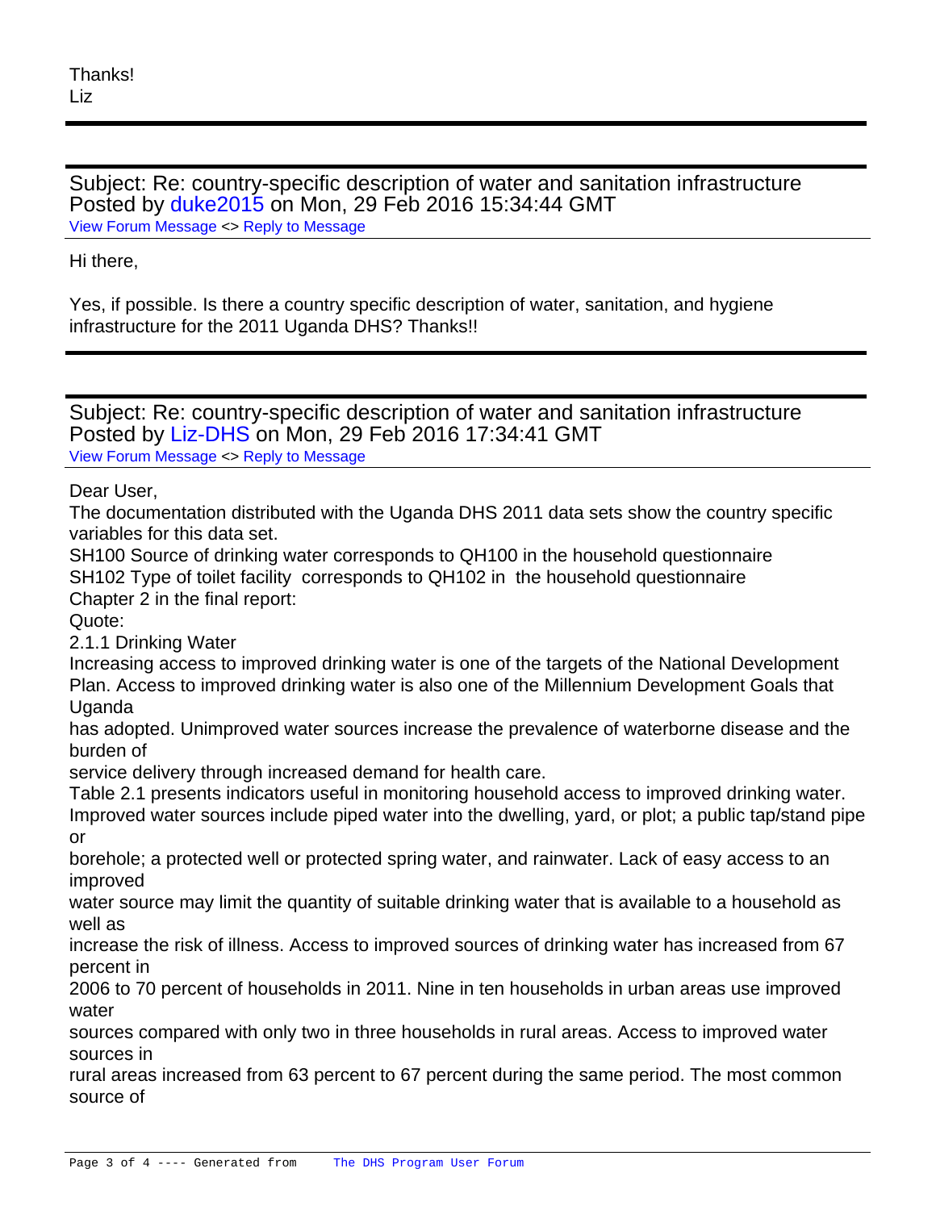Thanks!
Liz

---

Subject: Re: country-specific description of water and sanitation infrastructure
Posted by duke2015 on Mon, 29 Feb 2016 15:34:44 GMT
View Forum Message <> Reply to Message

Hi there,

Yes, if possible. Is there a country specific description of water, sanitation, and hygiene infrastructure for the 2011 Uganda DHS? Thanks!!

---

Subject: Re: country-specific description of water and sanitation infrastructure
Posted by Liz-DHS on Mon, 29 Feb 2016 17:34:41 GMT
View Forum Message <> Reply to Message

Dear User,
The documentation distributed with the Uganda DHS 2011 data sets show the country specific variables for this data set.
SH100 Source of drinking water corresponds to QH100 in the household questionnaire
SH102 Type of toilet facility corresponds to QH102 in the household questionnaire
Chapter 2 in the final report:
Quote:
2.1.1 Drinking Water
Increasing access to improved drinking water is one of the targets of the National Development Plan. Access to improved drinking water is also one of the Millennium Development Goals that Uganda
has adopted. Unimproved water sources increase the prevalence of waterborne disease and the burden of
service delivery through increased demand for health care.
Table 2.1 presents indicators useful in monitoring household access to improved drinking water.
Improved water sources include piped water into the dwelling, yard, or plot; a public tap/stand pipe or
borehole; a protected well or protected spring water, and rainwater. Lack of easy access to an improved
water source may limit the quantity of suitable drinking water that is available to a household as well as
increase the risk of illness. Access to improved sources of drinking water has increased from 67 percent in
2006 to 70 percent of households in 2011. Nine in ten households in urban areas use improved water
sources compared with only two in three households in rural areas. Access to improved water sources in
rural areas increased from 63 percent to 67 percent during the same period. The most common source of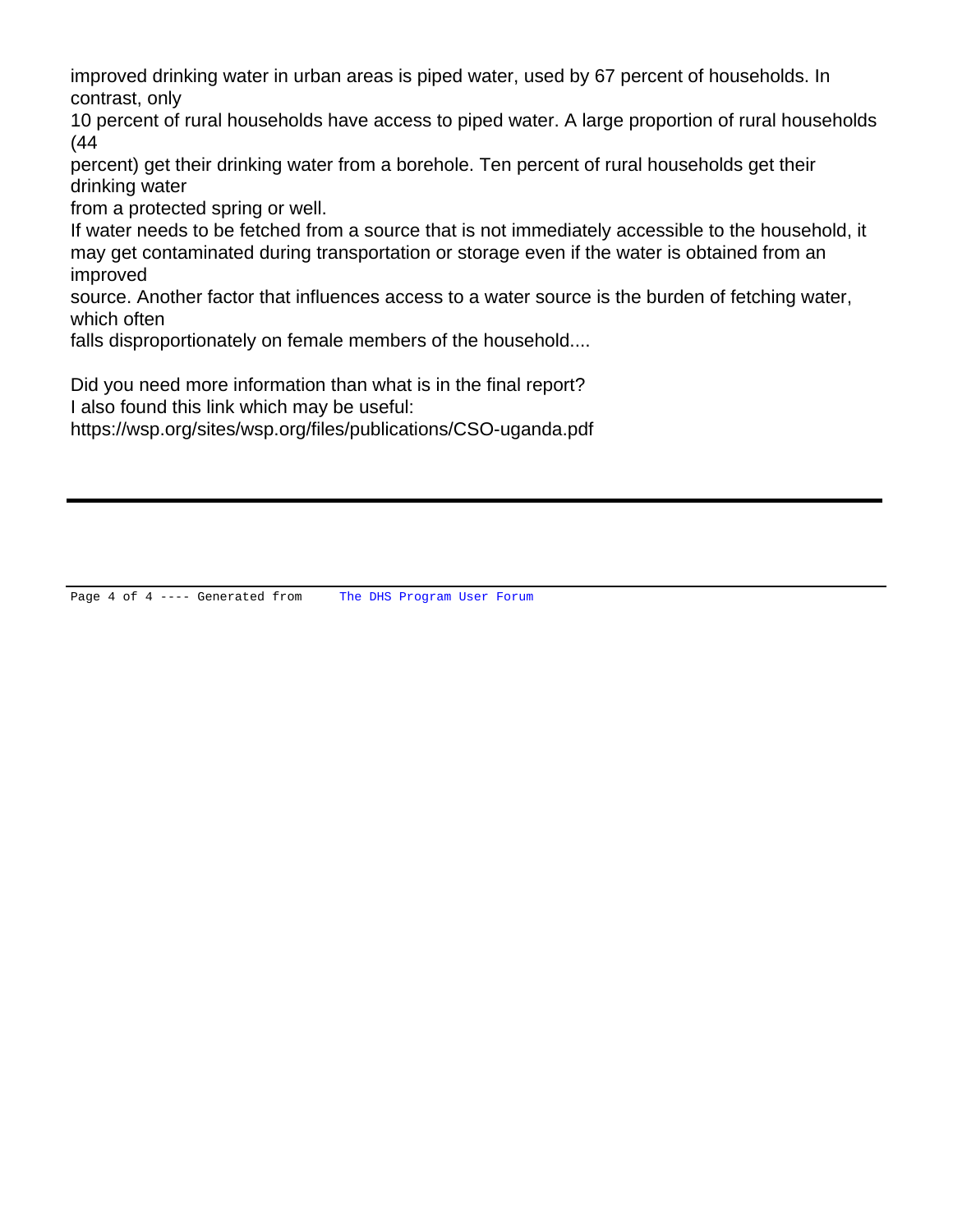improved drinking water in urban areas is piped water, used by 67 percent of households. In contrast, only 10 percent of rural households have access to piped water. A large proportion of rural households (44 percent) get their drinking water from a borehole. Ten percent of rural households get their drinking water from a protected spring or well.

If water needs to be fetched from a source that is not immediately accessible to the household, it may get contaminated during transportation or storage even if the water is obtained from an improved source. Another factor that influences access to a water source is the burden of fetching water, which often falls disproportionately on female members of the household....

Did you need more information than what is in the final report?
I also found this link which may be useful:
https://wsp.org/sites/wsp.org/files/publications/CSO-uganda.pdf

---